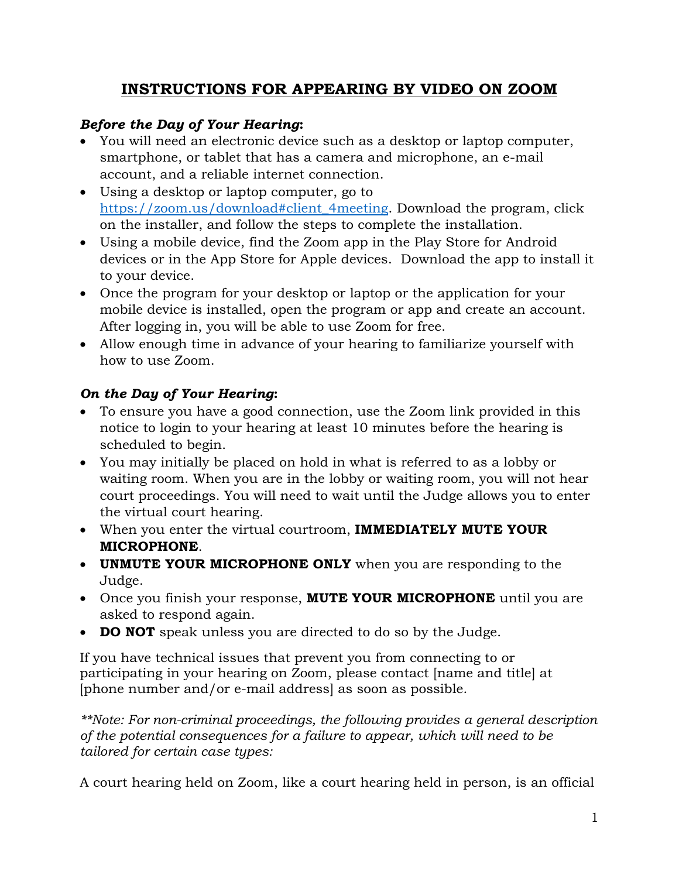# **INSTRUCTIONS FOR APPEARING BY VIDEO ON ZOOM**

***Before the Day of Your Hearing*:**

- You will need an electronic device such as a desktop or laptop computer, smartphone, or tablet that has a camera and microphone, an e-mail account, and a reliable internet connection.
- Using a desktop or laptop computer, go to [https://zoom.us/download#client_4meeting](https://zoom.us/download#client_4meeting). Download the program, click on the installer, and follow the steps to complete the installation.
- Using a mobile device, find the Zoom app in the Play Store for Android devices or in the App Store for Apple devices. Download the app to install it to your device.
- Once the program for your desktop or laptop or the application for your mobile device is installed, open the program or app and create an account. After logging in, you will be able to use Zoom for free.
- Allow enough time in advance of your hearing to familiarize yourself with how to use Zoom.

***On the Day of Your Hearing*:**

- To ensure you have a good connection, use the Zoom link provided in this notice to login to your hearing at least 10 minutes before the hearing is scheduled to begin.
- You may initially be placed on hold in what is referred to as a lobby or waiting room. When you are in the lobby or waiting room, you will not hear court proceedings. You will need to wait until the Judge allows you to enter the virtual court hearing.
- When you enter the virtual courtroom, **IMMEDIATELY MUTE YOUR MICROPHONE**.
- **UNMUTE YOUR MICROPHONE ONLY** when you are responding to the Judge.
- Once you finish your response, **MUTE YOUR MICROPHONE** until you are asked to respond again.
- **DO NOT** speak unless you are directed to do so by the Judge.

If you have technical issues that prevent you from connecting to or participating in your hearing on Zoom, please contact [name and title] at [phone number and/or e-mail address] as soon as possible.

*\*\*Note: For non-criminal proceedings, the following provides a general description of the potential consequences for a failure to appear, which will need to be tailored for certain case types:*

A court hearing held on Zoom, like a court hearing held in person, is an official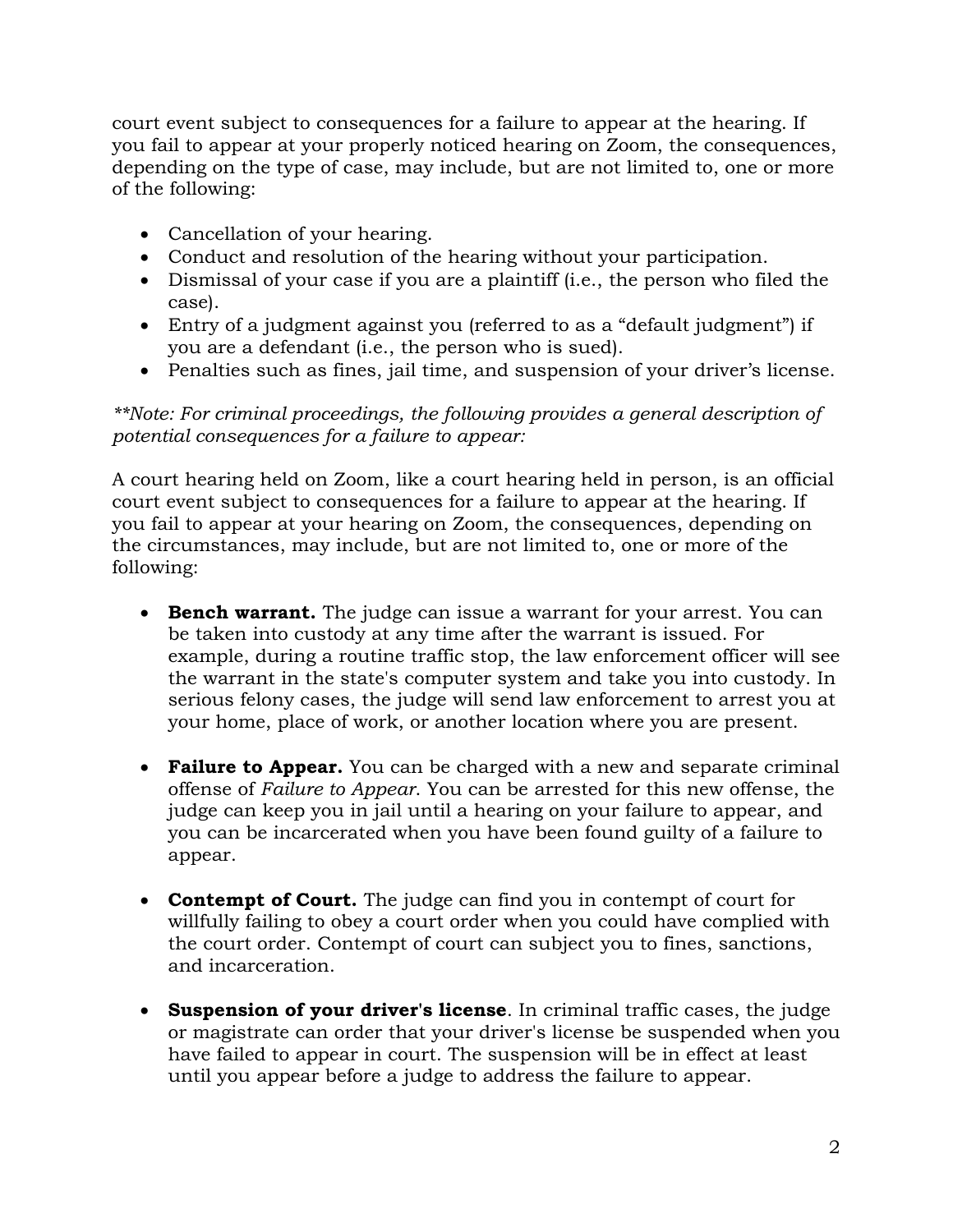court event subject to consequences for a failure to appear at the hearing. If you fail to appear at your properly noticed hearing on Zoom, the consequences, depending on the type of case, may include, but are not limited to, one or more of the following:

- Cancellation of your hearing.
- Conduct and resolution of the hearing without your participation.
- Dismissal of your case if you are a plaintiff (i.e., the person who filed the case).
- Entry of a judgment against you (referred to as a "default judgment") if you are a defendant (i.e., the person who is sued).
- Penalties such as fines, jail time, and suspension of your driver's license.

*\*\*Note: For criminal proceedings, the following provides a general description of potential consequences for a failure to appear:*

A court hearing held on Zoom, like a court hearing held in person, is an official court event subject to consequences for a failure to appear at the hearing. If you fail to appear at your hearing on Zoom, the consequences, depending on the circumstances, may include, but are not limited to, one or more of the following:

- **Bench warrant.** The judge can issue a warrant for your arrest. You can be taken into custody at any time after the warrant is issued. For example, during a routine traffic stop, the law enforcement officer will see the warrant in the state's computer system and take you into custody. In serious felony cases, the judge will send law enforcement to arrest you at your home, place of work, or another location where you are present.

- **Failure to Appear.** You can be charged with a new and separate criminal offense of *Failure to Appear*. You can be arrested for this new offense, the judge can keep you in jail until a hearing on your failure to appear, and you can be incarcerated when you have been found guilty of a failure to appear.

- **Contempt of Court.** The judge can find you in contempt of court for willfully failing to obey a court order when you could have complied with the court order. Contempt of court can subject you to fines, sanctions, and incarceration.

- **Suspension of your driver's license**. In criminal traffic cases, the judge or magistrate can order that your driver's license be suspended when you have failed to appear in court. The suspension will be in effect at least until you appear before a judge to address the failure to appear.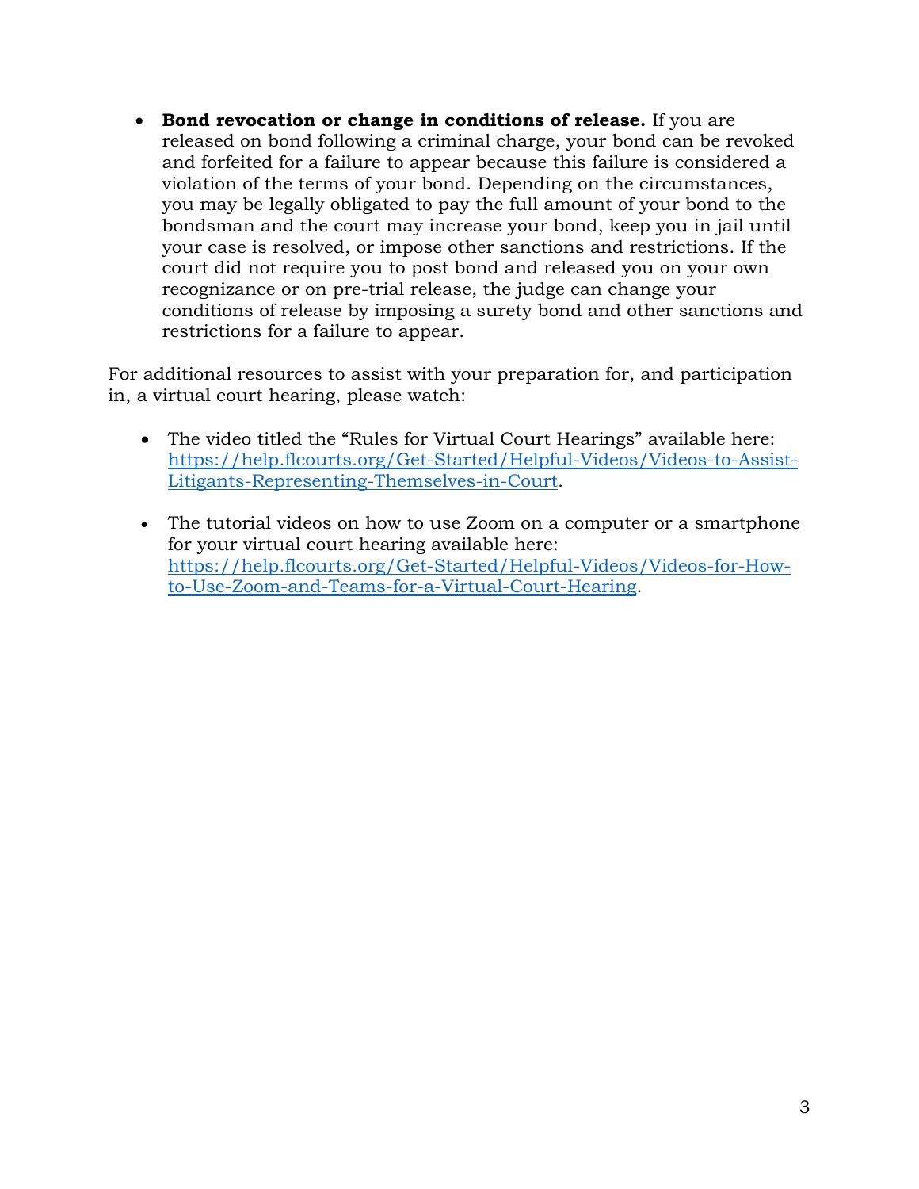- **Bond revocation or change in conditions of release.** If you are released on bond following a criminal charge, your bond can be revoked and forfeited for a failure to appear because this failure is considered a violation of the terms of your bond. Depending on the circumstances, you may be legally obligated to pay the full amount of your bond to the bondsman and the court may increase your bond, keep you in jail until your case is resolved, or impose other sanctions and restrictions. If the court did not require you to post bond and released you on your own recognizance or on pre-trial release, the judge can change your conditions of release by imposing a surety bond and other sanctions and restrictions for a failure to appear.

For additional resources to assist with your preparation for, and participation in, a virtual court hearing, please watch:

- The video titled the "Rules for Virtual Court Hearings" available here: [https://help.flcourts.org/Get-Started/Helpful-Videos/Videos-to-Assist-Litigants-Representing-Themselves-in-Court](https://help.flcourts.org/Get-Started/Helpful-Videos/Videos-to-Assist-Litigants-Representing-Themselves-in-Court).

- The tutorial videos on how to use Zoom on a computer or a smartphone for your virtual court hearing available here: [https://help.flcourts.org/Get-Started/Helpful-Videos/Videos-for-How-to-Use-Zoom-and-Teams-for-a-Virtual-Court-Hearing](https://help.flcourts.org/Get-Started/Helpful-Videos/Videos-for-How-to-Use-Zoom-and-Teams-for-a-Virtual-Court-Hearing).